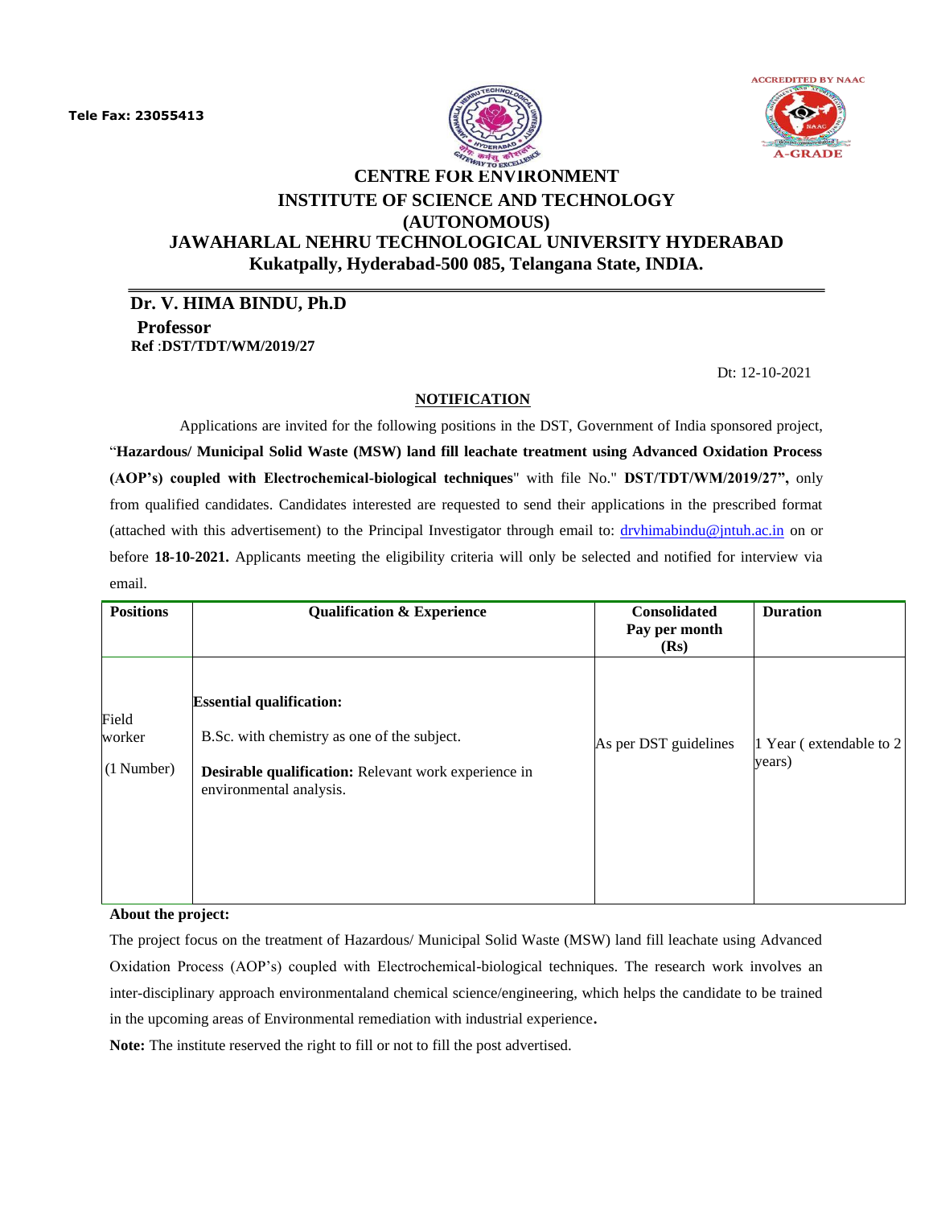Tele Fax: 23055413

# CENTRE FOR ENVIRONMENT
## INSTITUTE OF SCIENCE AND TECHNOLOGY
## (AUTONOMOUS)
## JAWAHARLAL NEHRU TECHNOLOGICAL UNIVERSITY HYDERABAD
**Kukatpally, Hyderabad-500 085, Telangana State, INDIA.**

---

**Dr. V. HIMA BINDU, Ph.D**
**Professor**
**Ref** :**DST/TDT/WM/2019/27**

Dt: 12-10-2021

**NOTIFICATION**

Applications are invited for the following positions in the DST, Government of India sponsored project, "**Hazardous/ Municipal Solid Waste (MSW) land fill leachate treatment using Advanced Oxidation Process (AOP's) coupled with Electrochemical-biological techniques**" with file No." **DST/TDT/WM/2019/27",** only from qualified candidates. Candidates interested are requested to send their applications in the prescribed format (attached with this advertisement) to the Principal Investigator through email to: drvhimabindu@jntuh.ac.in on or before **18-10-2021.** Applicants meeting the eligibility criteria will only be selected and notified for interview via email.

| Positions | Qualification & Experience | Consolidated Pay per month (Rs) | Duration |
|---|---|---|---|
| Field worker (1 Number) | **Essential qualification:** B.Sc. with chemistry as one of the subject. **Desirable qualification:** Relevant work experience in environmental analysis. | As per DST guidelines | 1 Year ( extendable to 2 years) |

**About the project:**

The project focus on the treatment of Hazardous/ Municipal Solid Waste (MSW) land fill leachate using Advanced Oxidation Process (AOP's) coupled with Electrochemical-biological techniques. The research work involves an inter-disciplinary approach environmentaland chemical science/engineering, which helps the candidate to be trained in the upcoming areas of Environmental remediation with industrial experience**.**

**Note:** The institute reserved the right to fill or not to fill the post advertised.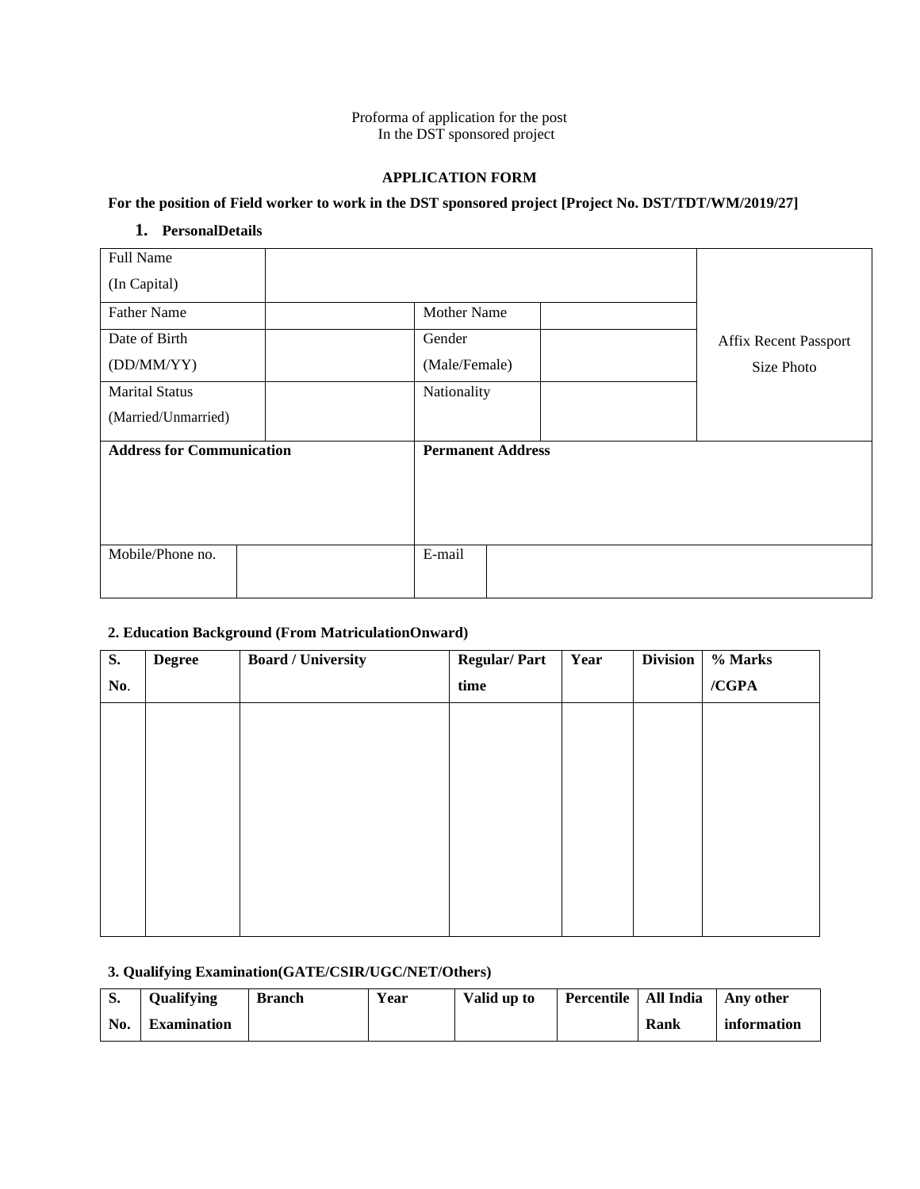Proforma of application for the post
In the DST sponsored project

**APPLICATION FORM**

**For the position of Field worker to work in the DST sponsored project [Project No. DST/TDT/WM/2019/27]**

1. **PersonalDetails**

| Full Name (In Capital) | | | | Affix Recent Passport Size Photo |
|---|---|---|---|---|
| Father Name | | Mother Name | | |
| Date of Birth (DD/MM/YY) | | Gender (Male/Female) | | |
| Marital Status (Married/Unmarried) | | Nationality | | |
| **Address for Communication** | | **Permanent Address** | | |
| Mobile/Phone no. | | E-mail | | |

**2. Education Background (From MatriculationOnward)**

| S. No. | Degree | Board / University | Regular/ Part time | Year | Division | % Marks /CGPA |
|---|---|---|---|---|---|---|
| | | | | | | |

**3. Qualifying Examination(GATE/CSIR/UGC/NET/Others)**

| S. No. | Qualifying Examination | Branch | Year | Valid up to | Percentile | All India Rank | Any other information |
|---|---|---|---|---|---|---|---|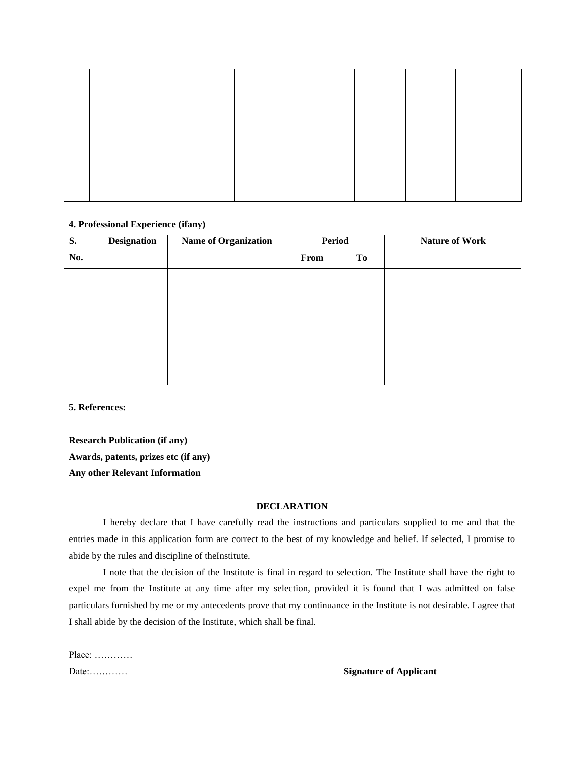| | | | | | | | |
|---|---|---|---|---|---|---|---|
| | | | | | | | |

**4. Professional Experience (ifany)**

| S. No. | Designation | Name of Organization | Period | | Nature of Work |
|---|---|---|---|---|---|
| | | | From | To | |
| | | | | | |

**5. References:**

**Research Publication (if any)**

**Awards, patents, prizes etc (if any)**

**Any other Relevant Information**

**DECLARATION**

I hereby declare that I have carefully read the instructions and particulars supplied to me and that the entries made in this application form are correct to the best of my knowledge and belief. If selected, I promise to abide by the rules and discipline of theInstitute.

I note that the decision of the Institute is final in regard to selection. The Institute shall have the right to expel me from the Institute at any time after my selection, provided it is found that I was admitted on false particulars furnished by me or my antecedents prove that my continuance in the Institute is not desirable. I agree that I shall abide by the decision of the Institute, which shall be final.

Place: …………

Date:…………

**Signature of Applicant**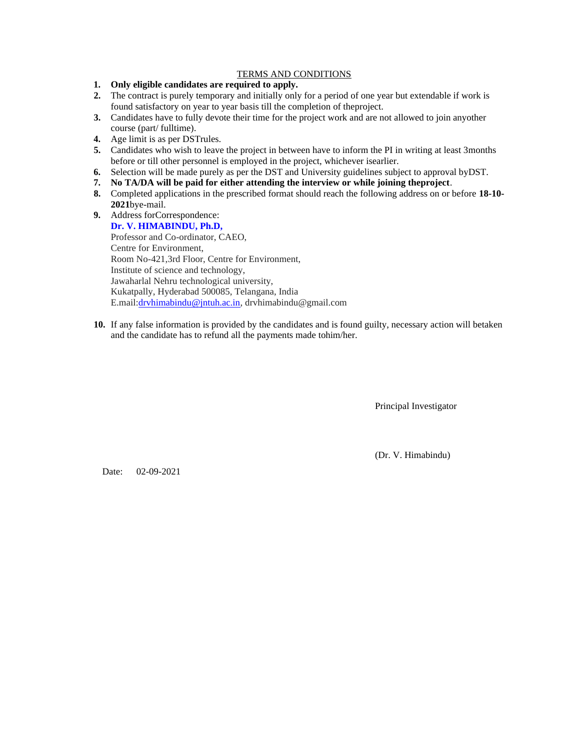<u>TERMS AND CONDITIONS</u>

1. **Only eligible candidates are required to apply.**
2. The contract is purely temporary and initially only for a period of one year but extendable if work is found satisfactory on year to year basis till the completion of theproject.
3. Candidates have to fully devote their time for the project work and are not allowed to join anyother course (part/ fulltime).
4. Age limit is as per DSTrules.
5. Candidates who wish to leave the project in between have to inform the PI in writing at least 3months before or till other personnel is employed in the project, whichever isearlier.
6. Selection will be made purely as per the DST and University guidelines subject to approval byDST.
7. **No TA/DA will be paid for either attending the interview or while joining theproject**.
8. Completed applications in the prescribed format should reach the following address on or before **18-10-2021**bye-mail.
9. Address forCorrespondence:
   **Dr. V. HIMABINDU, Ph.D,**
   Professor and Co-ordinator, CAEO,
   Centre for Environment,
   Room No-421,3rd Floor, Centre for Environment,
   Institute of science and technology,
   Jawaharlal Nehru technological university,
   Kukatpally, Hyderabad 500085, Telangana, India
   E.mail:drvhimabindu@jntuh.ac.in, drvhimabindu@gmail.com
10. If any false information is provided by the candidates and is found guilty, necessary action will betaken and the candidate has to refund all the payments made tohim/her.

Principal Investigator

(Dr. V. Himabindu)

Date: 02-09-2021